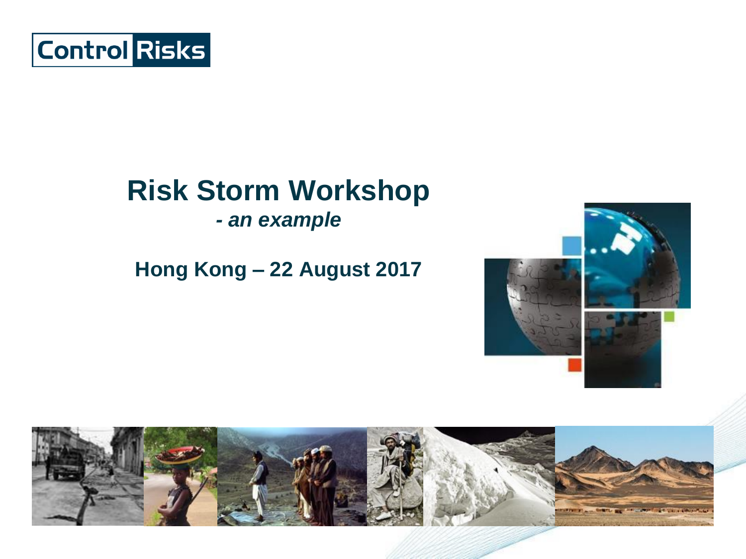Control Risks

# Risk Storm Workshop

***- an example***

**Hong Kong – 22 August 2017**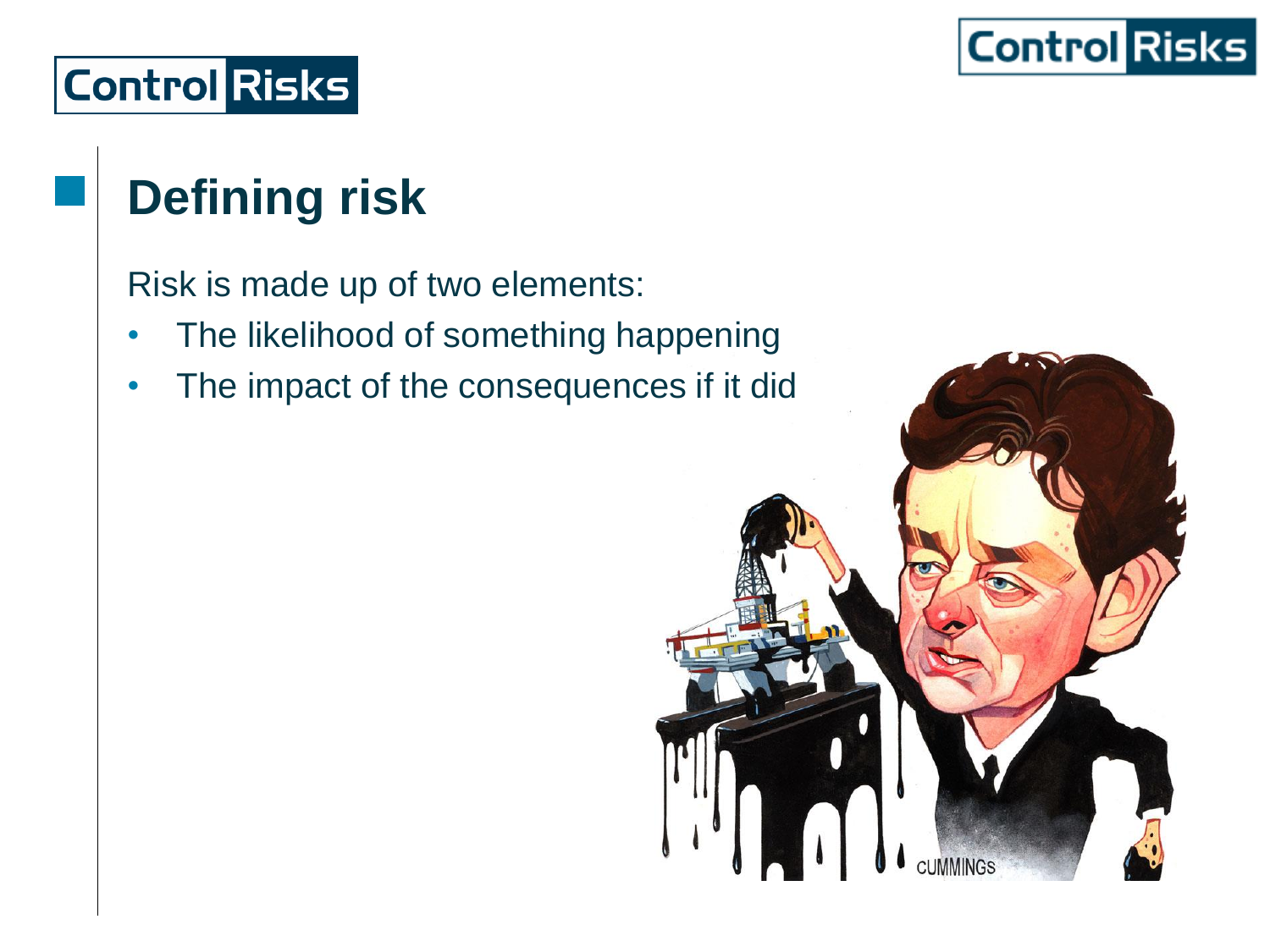# Defining risk

Risk is made up of two elements:

- The likelihood of something happening
- The impact of the consequences if it did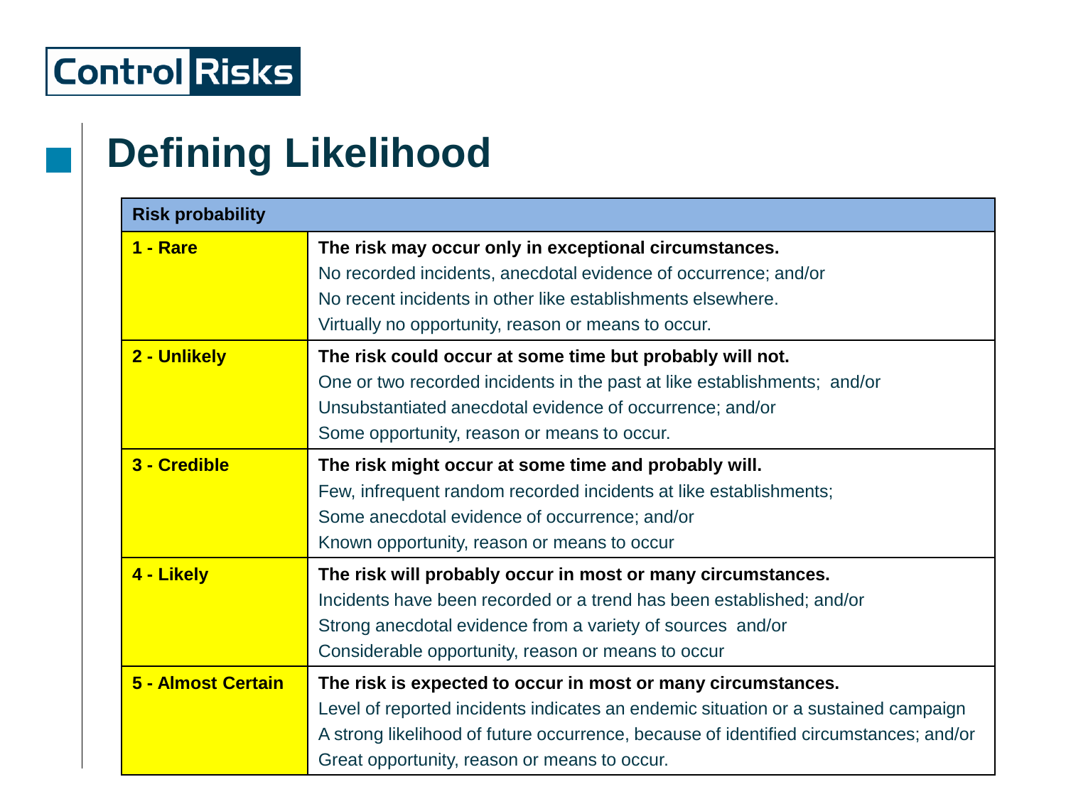Control Risks

# Defining Likelihood

| Risk probability | |
|---|---|
| **1 - Rare** | **The risk may occur only in exceptional circumstances.**<br>No recorded incidents, anecdotal evidence of occurrence; and/or<br>No recent incidents in other like establishments elsewhere.<br>Virtually no opportunity, reason or means to occur. |
| **2 - Unlikely** | **The risk could occur at some time but probably will not.**<br>One or two recorded incidents in the past at like establishments; and/or<br>Unsubstantiated anecdotal evidence of occurrence; and/or<br>Some opportunity, reason or means to occur. |
| **3 - Credible** | **The risk might occur at some time and probably will.**<br>Few, infrequent random recorded incidents at like establishments;<br>Some anecdotal evidence of occurrence; and/or<br>Known opportunity, reason or means to occur |
| **4 - Likely** | **The risk will probably occur in most or many circumstances.**<br>Incidents have been recorded or a trend has been established; and/or<br>Strong anecdotal evidence from a variety of sources and/or<br>Considerable opportunity, reason or means to occur |
| **5 - Almost Certain** | **The risk is expected to occur in most or many circumstances.**<br>Level of reported incidents indicates an endemic situation or a sustained campaign<br>A strong likelihood of future occurrence, because of identified circumstances; and/or<br>Great opportunity, reason or means to occur. |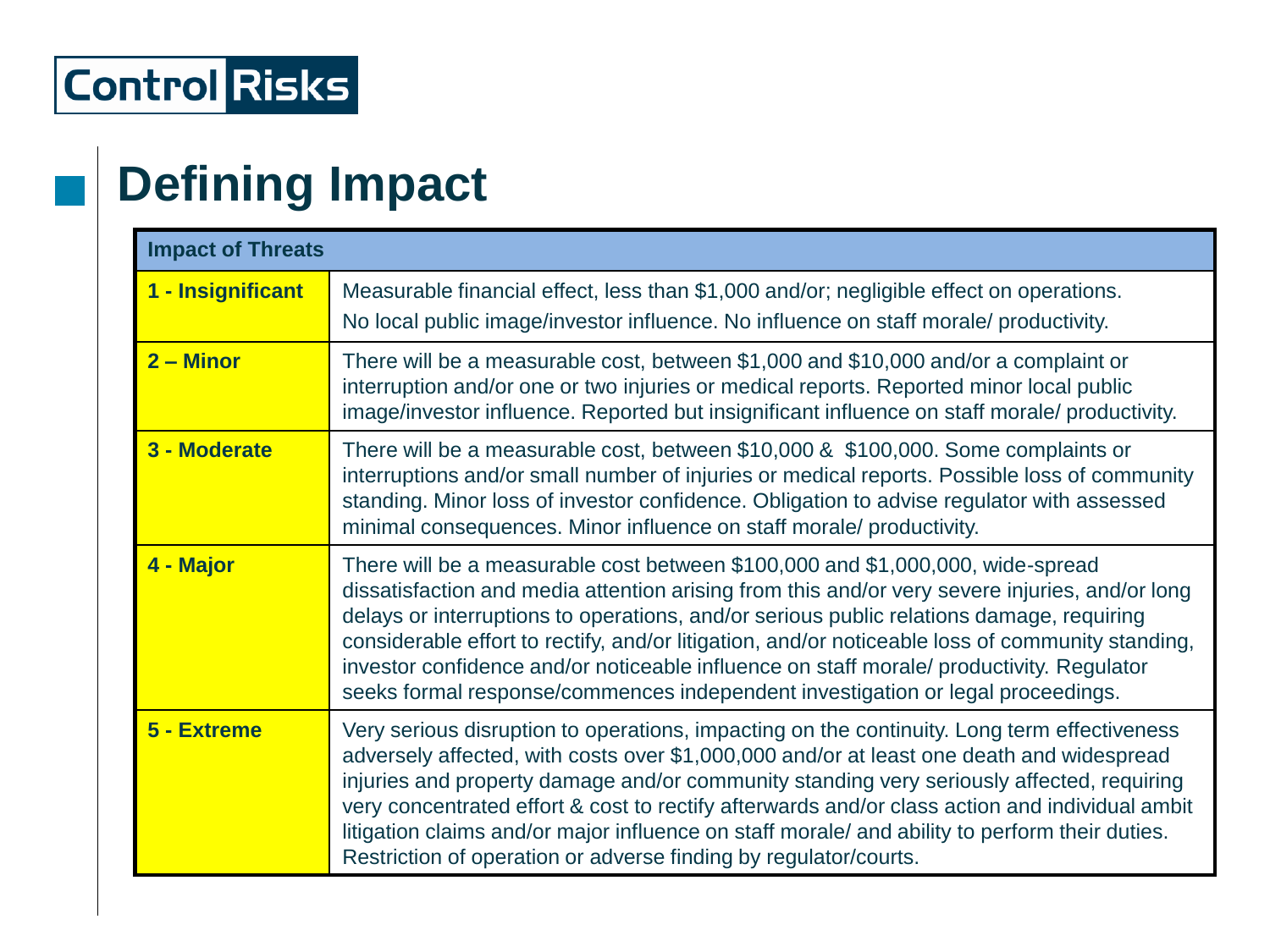# Defining Impact

| Impact of Threats | |
|---|---|
| **1 - Insignificant** | Measurable financial effect, less than $1,000 and/or; negligible effect on operations. No local public image/investor influence. No influence on staff morale/ productivity. |
| **2 – Minor** | There will be a measurable cost, between $1,000 and $10,000 and/or a complaint or interruption and/or one or two injuries or medical reports. Reported minor local public image/investor influence. Reported but insignificant influence on staff morale/ productivity. |
| **3 - Moderate** | There will be a measurable cost, between $10,000 &  $100,000. Some complaints or interruptions and/or small number of injuries or medical reports. Possible loss of community standing. Minor loss of investor confidence. Obligation to advise regulator with assessed minimal consequences. Minor influence on staff morale/ productivity. |
| **4 - Major** | There will be a measurable cost between $100,000 and $1,000,000, wide-spread dissatisfaction and media attention arising from this and/or very severe injuries, and/or long delays or interruptions to operations, and/or serious public relations damage, requiring considerable effort to rectify, and/or litigation, and/or noticeable loss of community standing, investor confidence and/or noticeable influence on staff morale/ productivity. Regulator seeks formal response/commences independent investigation or legal proceedings. |
| **5 - Extreme** | Very serious disruption to operations, impacting on the continuity. Long term effectiveness adversely affected, with costs over $1,000,000 and/or at least one death and widespread injuries and property damage and/or community standing very seriously affected, requiring very concentrated effort & cost to rectify afterwards and/or class action and individual ambit litigation claims and/or major influence on staff morale/ and ability to perform their duties. Restriction of operation or adverse finding by regulator/courts. |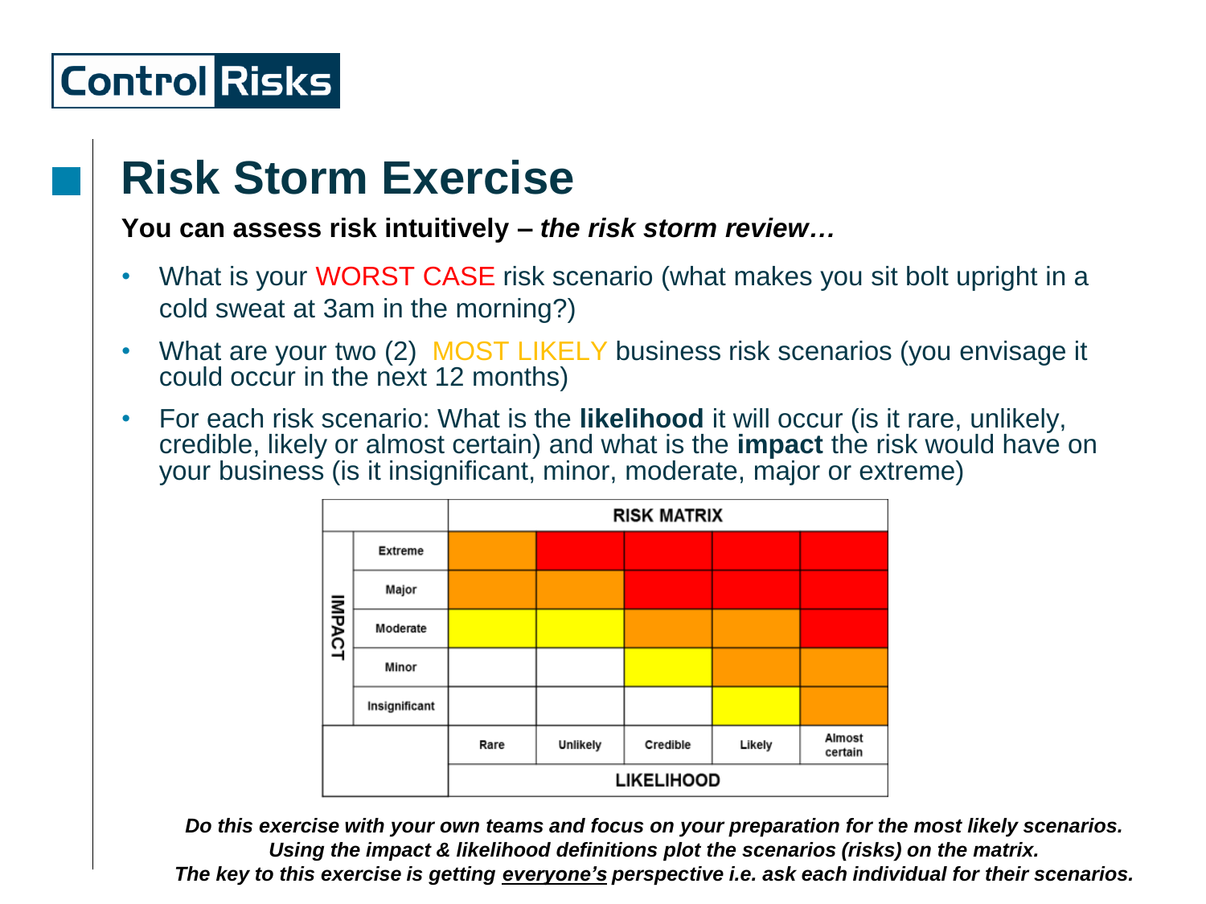# Risk Storm Exercise

**You can assess risk intuitively – *the risk storm review…***

- What is your WORST CASE risk scenario (what makes you sit bolt upright in a cold sweat at 3am in the morning?)
- What are your two (2) MOST LIKELY business risk scenarios (you envisage it could occur in the next 12 months)
- For each risk scenario: What is the **likelihood** it will occur (is it rare, unlikely, credible, likely or almost certain) and what is the **impact** the risk would have on your business (is it insignificant, minor, moderate, major or extreme)

**RISK MATRIX**

| IMPACT | Rare | Unlikely | Credible | Likely | Almost certain |
|---|---|---|---|---|---|
| Extreme | Orange | Red | Red | Red | Red |
| Major | Orange | Orange | Red | Red | Red |
| Moderate | Yellow | Yellow | Orange | Orange | Red |
| Minor | White | White | Yellow | Orange | Orange |
| Insignificant | White | White | White | Yellow | Orange |

**LIKELIHOOD**

***Do this exercise with your own teams and focus on your preparation for the most likely scenarios. Using the impact & likelihood definitions plot the scenarios (risks) on the matrix. The key to this exercise is getting everyone's perspective i.e. ask each individual for their scenarios.***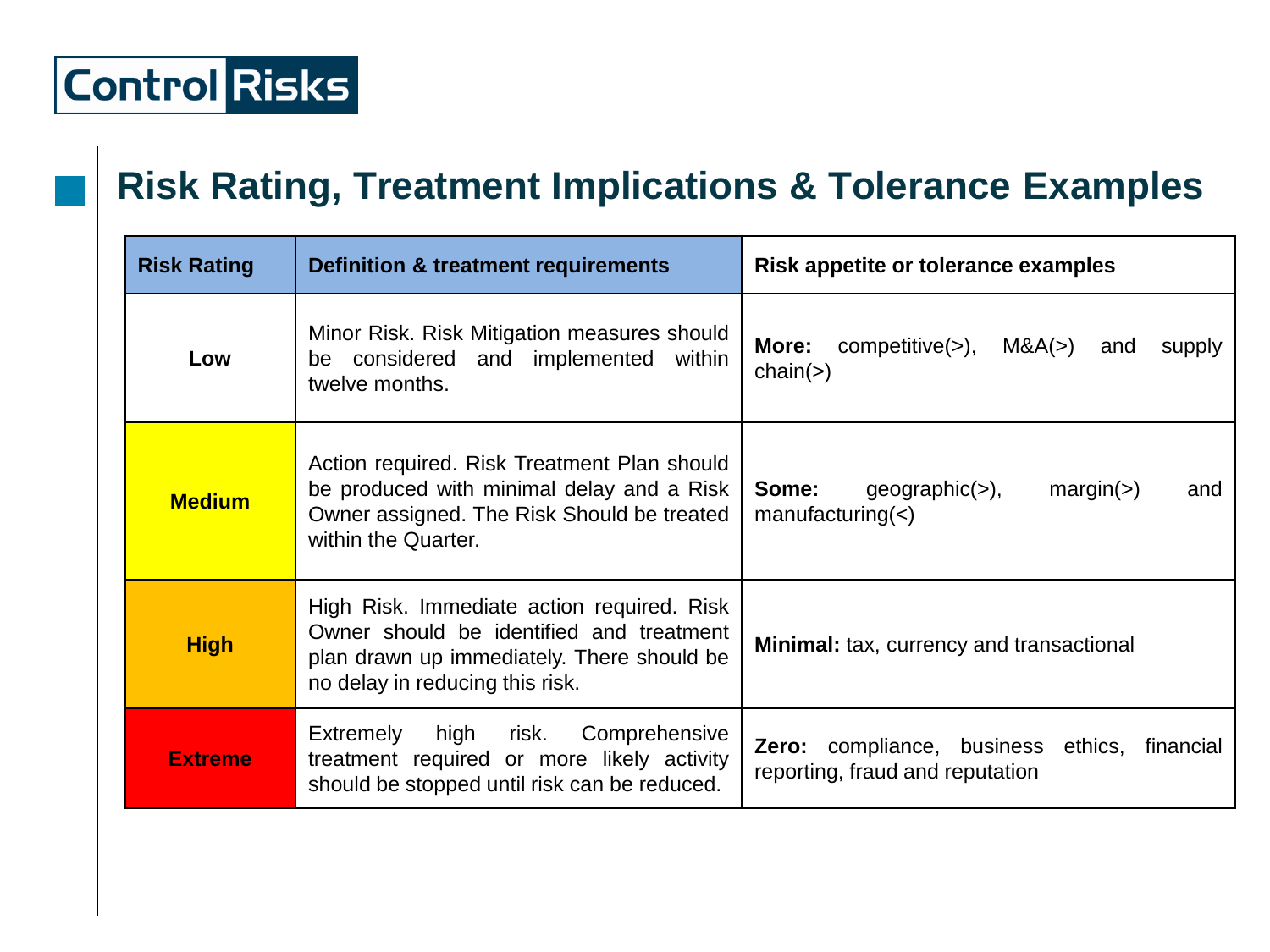## Risk Rating, Treatment Implications & Tolerance Examples

| Risk Rating | Definition & treatment requirements | Risk appetite or tolerance examples |
| --- | --- | --- |
| Low | Minor Risk. Risk Mitigation measures should be considered and implemented within twelve months. | **More:** competitive(>), M&A(>) and supply chain(>) |
| Medium | Action required. Risk Treatment Plan should be produced with minimal delay and a Risk Owner assigned. The Risk Should be treated within the Quarter. | **Some:** geographic(>), margin(>) and manufacturing(<) |
| High | High Risk. Immediate action required. Risk Owner should be identified and treatment plan drawn up immediately. There should be no delay in reducing this risk. | **Minimal:** tax, currency and transactional |
| Extreme | Extremely high risk. Comprehensive treatment required or more likely activity should be stopped until risk can be reduced. | **Zero:** compliance, business ethics, financial reporting, fraud and reputation |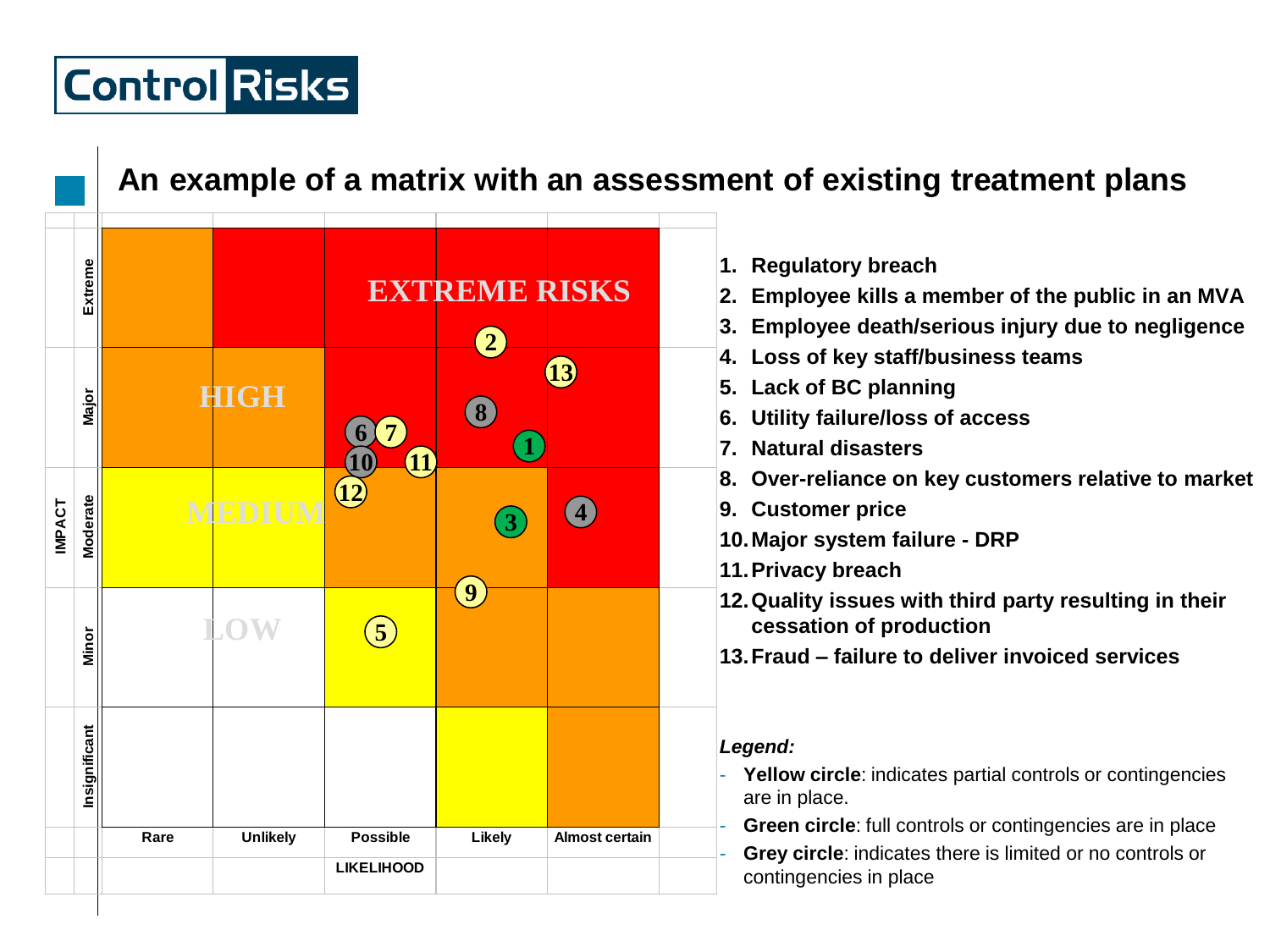# An example of a matrix with an assessment of existing treatment plans

| IMPACT | Rare | Unlikely | Possible | Likely | Almost certain |
|---|---|---|---|---|---|
| Extreme | | | | 2 | |
| Major | | | 6, 7, 10, 11 | 8, 1 | 13 |
| Moderate | | | 12 | 3 | 4 |
| Minor | | | 5 | 9 | |
| Insignificant | | | | | |

LIKELIHOOD

EXTREME RISKS · HIGH · MEDIUM · LOW

1. Regulatory breach
2. Employee kills a member of the public in an MVA
3. Employee death/serious injury due to negligence
4. Loss of key staff/business teams
5. Lack of BC planning
6. Utility failure/loss of access
7. Natural disasters
8. Over-reliance on key customers relative to market
9. Customer price
10. Major system failure - DRP
11. Privacy breach
12. Quality issues with third party resulting in their cessation of production
13. Fraud – failure to deliver invoiced services

*Legend:*

- **Yellow circle**: indicates partial controls or contingencies are in place.
- **Green circle**: full controls or contingencies are in place
- **Grey circle**: indicates there is limited or no controls or contingencies in place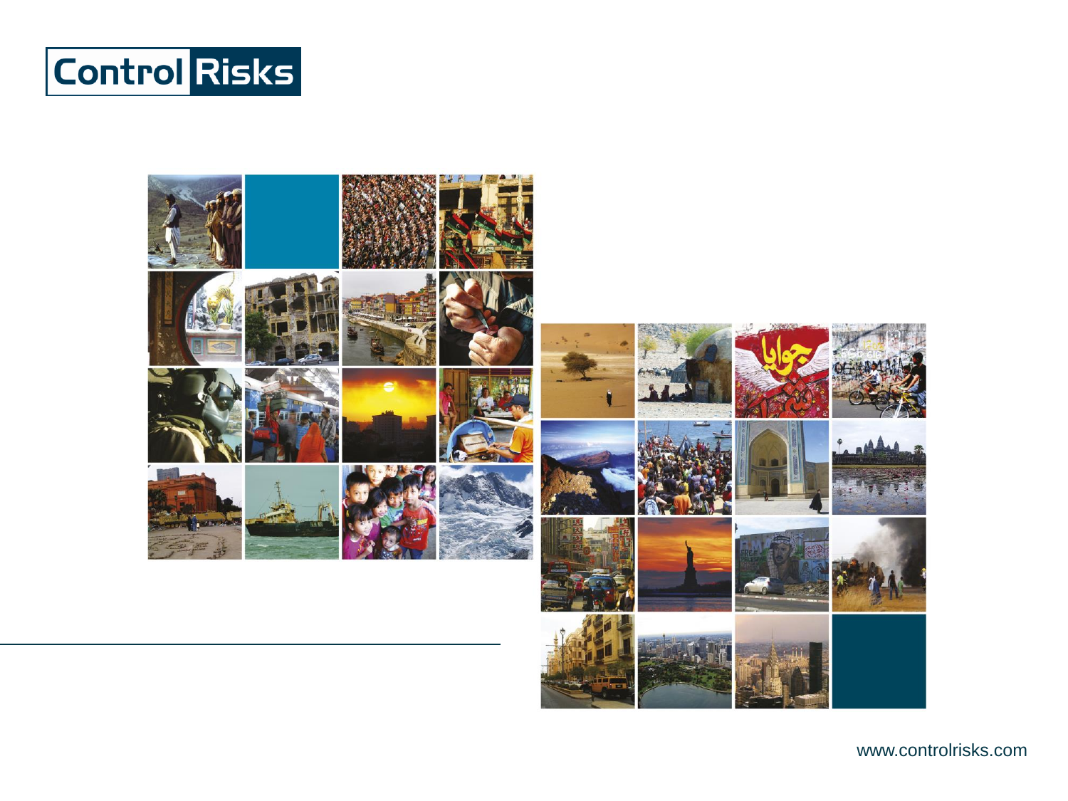Control Risks

www.controlrisks.com